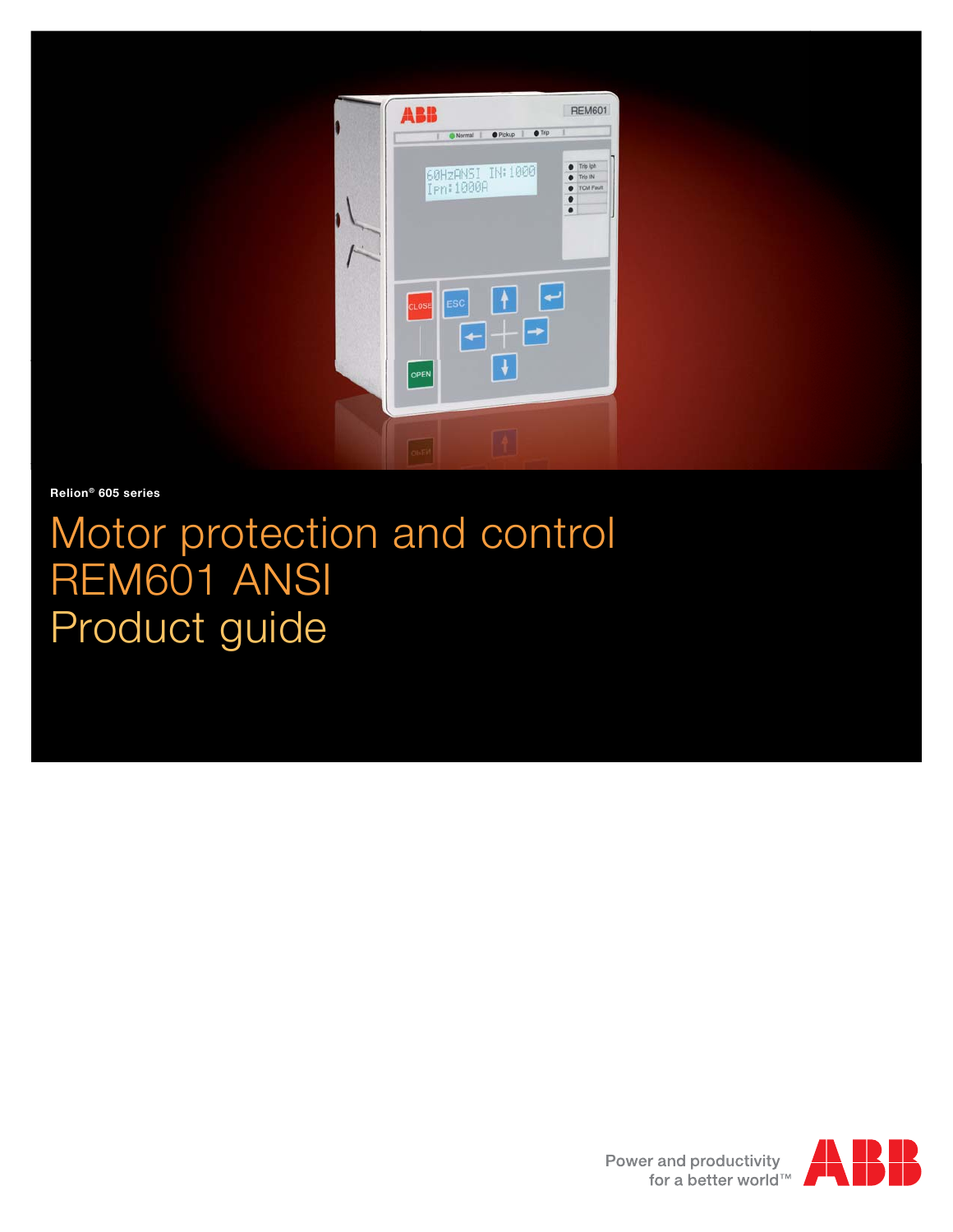Relion® 605 series

# Motor protection and control REM601 ANSI Product guide

Power and productivity for a better world™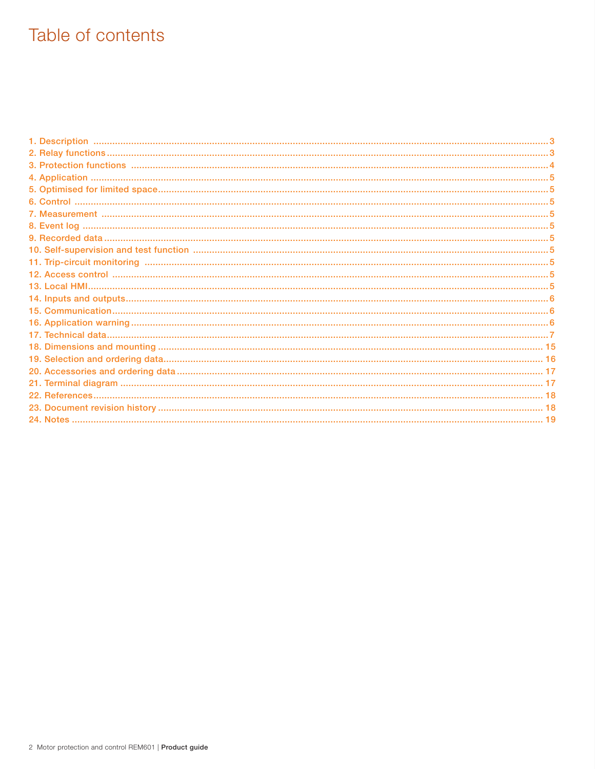# Table of contents

1. Description .......... 3
2. Relay functions .......... 3
3. Protection functions .......... 4
4. Application .......... 5
5. Optimised for limited space .......... 5
6. Control .......... 5
7. Measurement .......... 5
8. Event log .......... 5
9. Recorded data .......... 5
10. Self-supervision and test function .......... 5
11. Trip-circuit monitoring .......... 5
12. Access control .......... 5
13. Local HMI .......... 5
14. Inputs and outputs .......... 6
15. Communication .......... 6
16. Application warning .......... 6
17. Technical data .......... 7
18. Dimensions and mounting .......... 15
19. Selection and ordering data .......... 16
20. Accessories and ordering data .......... 17
21. Terminal diagram .......... 17
22. References .......... 18
23. Document revision history .......... 18
24. Notes .......... 19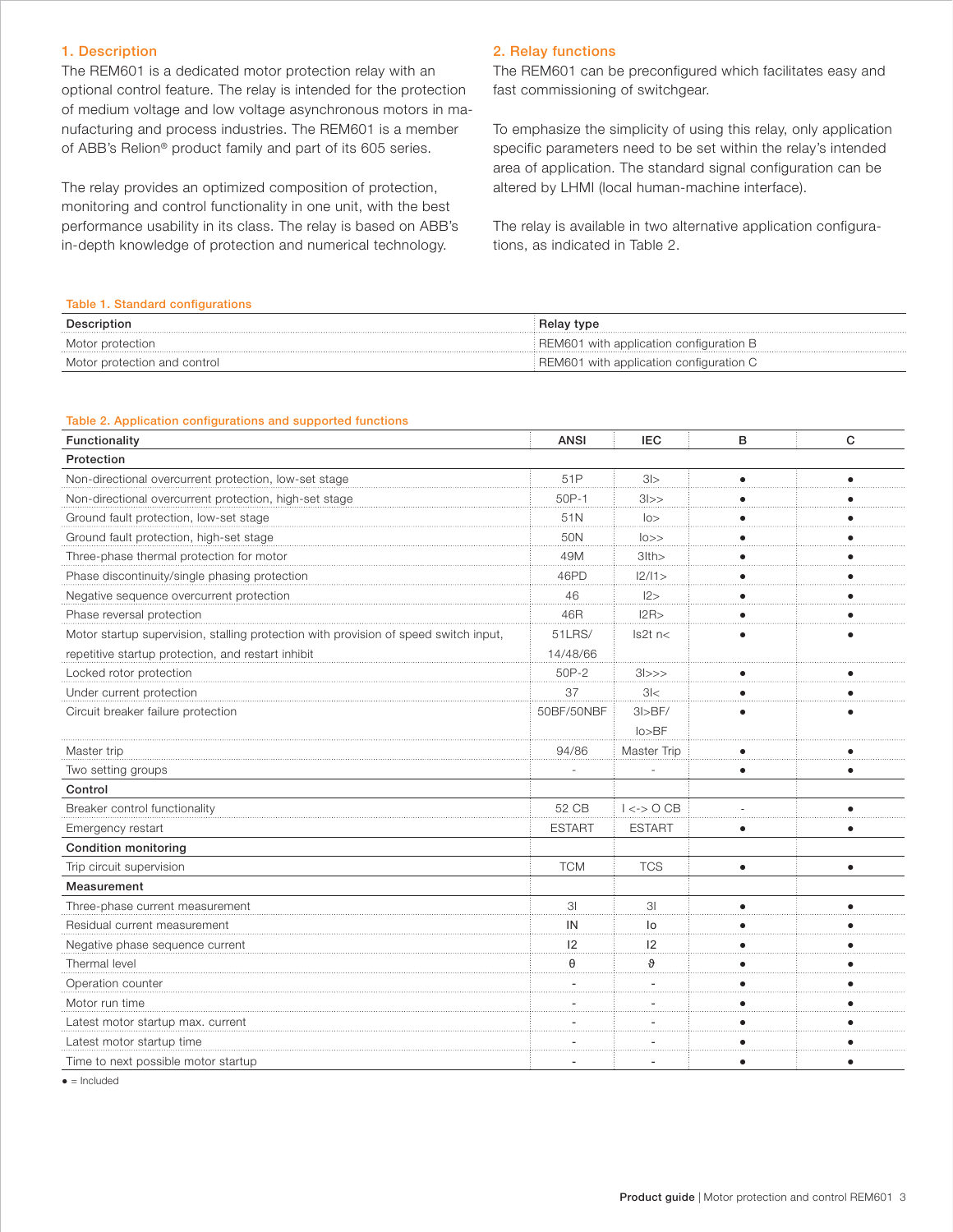## 1. Description

The REM601 is a dedicated motor protection relay with an optional control feature. The relay is intended for the protection of medium voltage and low voltage asynchronous motors in manufacturing and process industries. The REM601 is a member of ABB's Relion® product family and part of its 605 series.

The relay provides an optimized composition of protection, monitoring and control functionality in one unit, with the best performance usability in its class. The relay is based on ABB's in-depth knowledge of protection and numerical technology.

## 2. Relay functions

The REM601 can be preconfigured which facilitates easy and fast commissioning of switchgear.

To emphasize the simplicity of using this relay, only application specific parameters need to be set within the relay's intended area of application. The standard signal configuration can be altered by LHMI (local human-machine interface).

The relay is available in two alternative application configurations, as indicated in Table 2.

Table 1. Standard configurations

| Description | Relay type |
|---|---|
| Motor protection | REM601 with application configuration B |
| Motor protection and control | REM601 with application configuration C |

Table 2. Application configurations and supported functions

| Functionality | ANSI | IEC | B | C |
|---|---|---|---|---|
| **Protection** | | | | |
| Non-directional overcurrent protection, low-set stage | 51P | 3I> | • | • |
| Non-directional overcurrent protection, high-set stage | 50P-1 | 3I>> | • | • |
| Ground fault protection, low-set stage | 51N | Io> | • | • |
| Ground fault protection, high-set stage | 50N | Io>> | • | • |
| Three-phase thermal protection for motor | 49M | 3Ith> | • | • |
| Phase discontinuity/single phasing protection | 46PD | I2/I1> | • | • |
| Negative sequence overcurrent protection | 46 | I2> | • | • |
| Phase reversal protection | 46R | I2R> | • | • |
| Motor startup supervision, stalling protection with provision of speed switch input, repetitive startup protection, and restart inhibit | 51LRS/ 14/48/66 | Is2t n< | • | • |
| Locked rotor protection | 50P-2 | 3I>>> | • | • |
| Under current protection | 37 | 3I< | • | • |
| Circuit breaker failure protection | 50BF/50NBF | 3I>BF/ Io>BF | • | • |
| Master trip | 94/86 | Master Trip | • | • |
| Two setting groups | - | - | • | • |
| **Control** | | | | |
| Breaker control functionality | 52 CB | I <-> O CB | - | • |
| Emergency restart | ESTART | ESTART | • | • |
| **Condition monitoring** | | | | |
| Trip circuit supervision | TCM | TCS | • | • |
| **Measurement** | | | | |
| Three-phase current measurement | 3I | 3I | • | • |
| Residual current measurement | IN | Io | • | • |
| Negative phase sequence current | I2 | I2 | • | • |
| Thermal level | θ | ϑ | • | • |
| Operation counter | - | - | • | • |
| Motor run time | - | - | • | • |
| Latest motor startup max. current | - | - | • | • |
| Latest motor startup time | - | - | • | • |
| Time to next possible motor startup | - | - | • | • |

• = Included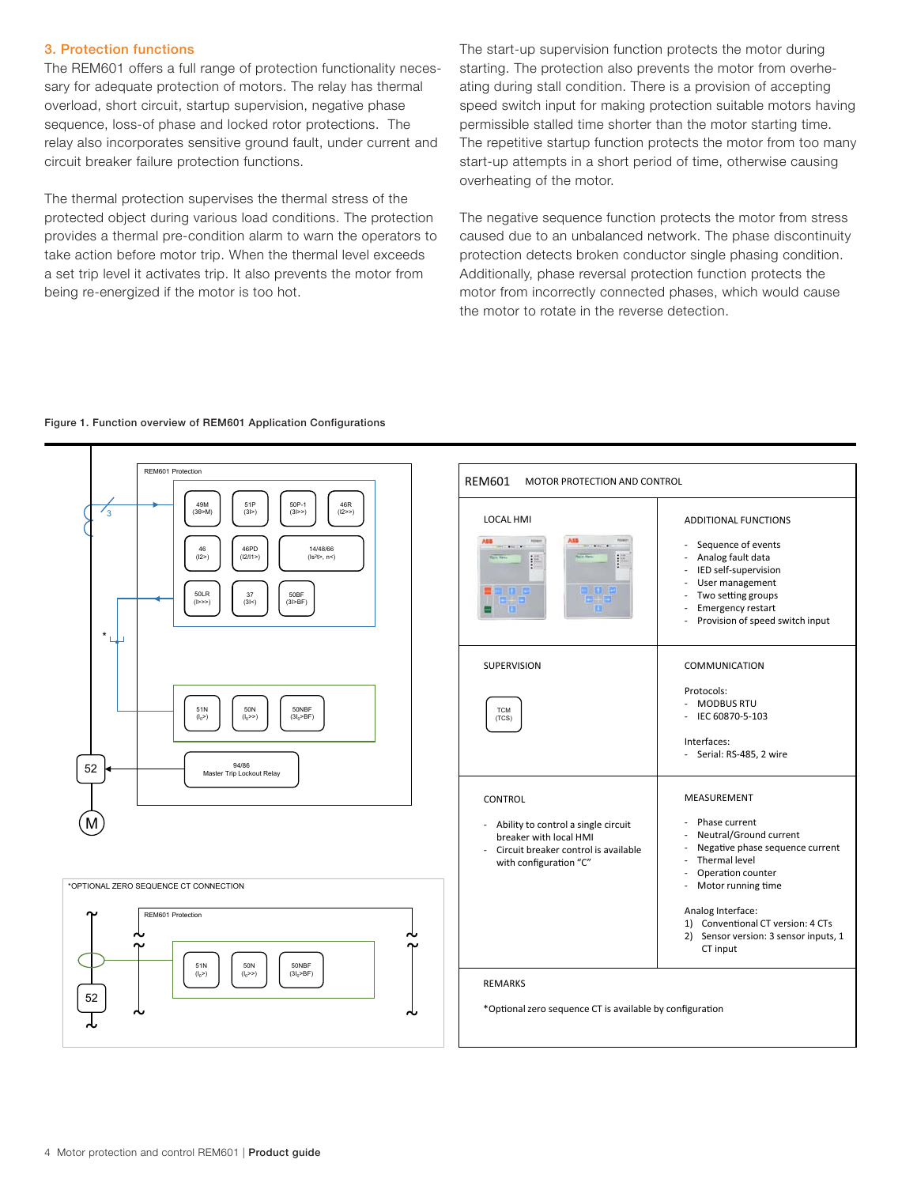## 3. Protection functions

The REM601 offers a full range of protection functionality necessary for adequate protection of motors. The relay has thermal overload, short circuit, startup supervision, negative phase sequence, loss-of phase and locked rotor protections. The relay also incorporates sensitive ground fault, under current and circuit breaker failure protection functions.

The thermal protection supervises the thermal stress of the protected object during various load conditions. The protection provides a thermal pre-condition alarm to warn the operators to take action before motor trip. When the thermal level exceeds a set trip level it activates trip. It also prevents the motor from being re-energized if the motor is too hot.

The start-up supervision function protects the motor during starting. The protection also prevents the motor from overheating during stall condition. There is a provision of accepting speed switch input for making protection suitable motors having permissible stalled time shorter than the motor starting time. The repetitive startup function protects the motor from too many start-up attempts in a short period of time, otherwise causing overheating of the motor.

The negative sequence function protects the motor from stress caused due to an unbalanced network. The phase discontinuity protection detects broken conductor single phasing condition. Additionally, phase reversal protection function protects the motor from incorrectly connected phases, which would cause the motor to rotate in the reverse detection.

**Figure 1. Function overview of REM601 Application Configurations**

REM601 Protection: 49M (3θ>M), 51P (3I>), 50P-1 (3I>>), 46R (I2>>), 46 (I2>), 46PD (I2/I1>), 14/48/66 (Is²t>, n<), 50LR (I>>>), 37 (3I<), 50BF (3I>BF), 51N ($I_0$>), 50N ($I_0$>>), 50NBF (3$I_0$>BF), 94/86 Master Trip Lockout Relay, 52, M

*OPTIONAL ZERO SEQUENCE CT CONNECTION: REM601 Protection: 51N ($I_0$>), 50N ($I_0$>>), 50NBF (3$I_0$>BF), 52

**REM601 MOTOR PROTECTION AND CONTROL**

| LOCAL HMI | ADDITIONAL FUNCTIONS |
|---|---|
| | - Sequence of events<br>- Analog fault data<br>- IED self-supervision<br>- User management<br>- Two setting groups<br>- Emergency restart<br>- Provision of speed switch input |
| **SUPERVISION**<br>TCM (TCS) | **COMMUNICATION**<br>Protocols:<br>- MODBUS RTU<br>- IEC 60870-5-103<br>Interfaces:<br>- Serial: RS-485, 2 wire |
| **CONTROL**<br>- Ability to control a single circuit breaker with local HMI<br>- Circuit breaker control is available with configuration "C" | **MEASUREMENT**<br>- Phase current<br>- Neutral/Ground current<br>- Negative phase sequence current<br>- Thermal level<br>- Operation counter<br>- Motor running time<br>Analog Interface:<br>1) Conventional CT version: 4 CTs<br>2) Sensor version: 3 sensor inputs, 1 CT input |

**REMARKS**

*Optional zero sequence CT is available by configuration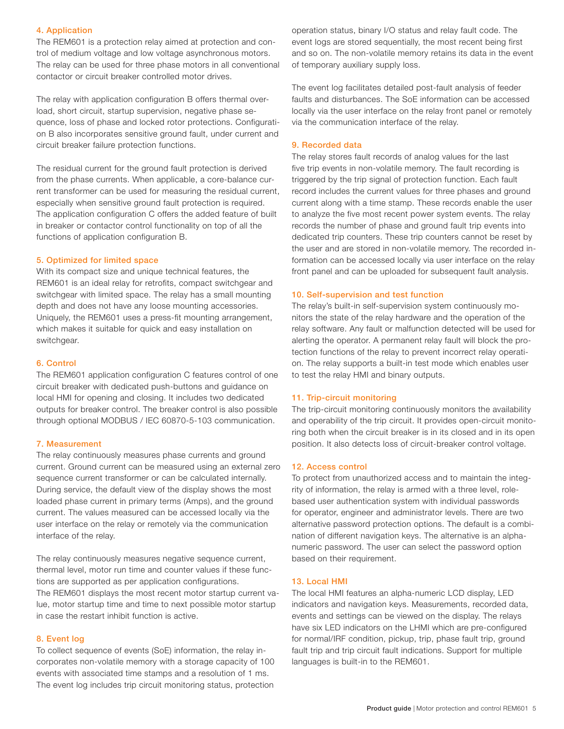## 4. Application

The REM601 is a protection relay aimed at protection and control of medium voltage and low voltage asynchronous motors. The relay can be used for three phase motors in all conventional contactor or circuit breaker controlled motor drives.

The relay with application configuration B offers thermal overload, short circuit, startup supervision, negative phase sequence, loss of phase and locked rotor protections. Configuration B also incorporates sensitive ground fault, under current and circuit breaker failure protection functions.

The residual current for the ground fault protection is derived from the phase currents. When applicable, a core-balance current transformer can be used for measuring the residual current, especially when sensitive ground fault protection is required. The application configuration C offers the added feature of built in breaker or contactor control functionality on top of all the functions of application configuration B.

## 5. Optimized for limited space

With its compact size and unique technical features, the REM601 is an ideal relay for retrofits, compact switchgear and switchgear with limited space. The relay has a small mounting depth and does not have any loose mounting accessories. Uniquely, the REM601 uses a press-fit mounting arrangement, which makes it suitable for quick and easy installation on switchgear.

## 6. Control

The REM601 application configuration C features control of one circuit breaker with dedicated push-buttons and guidance on local HMI for opening and closing. It includes two dedicated outputs for breaker control. The breaker control is also possible through optional MODBUS / IEC 60870-5-103 communication.

## 7. Measurement

The relay continuously measures phase currents and ground current. Ground current can be measured using an external zero sequence current transformer or can be calculated internally. During service, the default view of the display shows the most loaded phase current in primary terms (Amps), and the ground current. The values measured can be accessed locally via the user interface on the relay or remotely via the communication interface of the relay.

The relay continuously measures negative sequence current, thermal level, motor run time and counter values if these functions are supported as per application configurations.
The REM601 displays the most recent motor startup current value, motor startup time and time to next possible motor startup in case the restart inhibit function is active.

## 8. Event log

To collect sequence of events (SoE) information, the relay incorporates non-volatile memory with a storage capacity of 100 events with associated time stamps and a resolution of 1 ms. The event log includes trip circuit monitoring status, protection operation status, binary I/O status and relay fault code. The event logs are stored sequentially, the most recent being first and so on. The non-volatile memory retains its data in the event of temporary auxiliary supply loss.

The event log facilitates detailed post-fault analysis of feeder faults and disturbances. The SoE information can be accessed locally via the user interface on the relay front panel or remotely via the communication interface of the relay.

## 9. Recorded data

The relay stores fault records of analog values for the last five trip events in non-volatile memory. The fault recording is triggered by the trip signal of protection function. Each fault record includes the current values for three phases and ground current along with a time stamp. These records enable the user to analyze the five most recent power system events. The relay records the number of phase and ground fault trip events into dedicated trip counters. These trip counters cannot be reset by the user and are stored in non-volatile memory. The recorded information can be accessed locally via user interface on the relay front panel and can be uploaded for subsequent fault analysis.

## 10. Self-supervision and test function

The relay's built-in self-supervision system continuously monitors the state of the relay hardware and the operation of the relay software. Any fault or malfunction detected will be used for alerting the operator. A permanent relay fault will block the protection functions of the relay to prevent incorrect relay operation. The relay supports a built-in test mode which enables user to test the relay HMI and binary outputs.

## 11. Trip-circuit monitoring

The trip-circuit monitoring continuously monitors the availability and operability of the trip circuit. It provides open-circuit monitoring both when the circuit breaker is in its closed and in its open position. It also detects loss of circuit-breaker control voltage.

## 12. Access control

To protect from unauthorized access and to maintain the integrity of information, the relay is armed with a three level, role-based user authentication system with individual passwords for operator, engineer and administrator levels. There are two alternative password protection options. The default is a combination of different navigation keys. The alternative is an alphanumeric password. The user can select the password option based on their requirement.

## 13. Local HMI

The local HMI features an alpha-numeric LCD display, LED indicators and navigation keys. Measurements, recorded data, events and settings can be viewed on the display. The relays have six LED indicators on the LHMI which are pre-configured for normal/IRF condition, pickup, trip, phase fault trip, ground fault trip and trip circuit fault indications. Support for multiple languages is built-in to the REM601.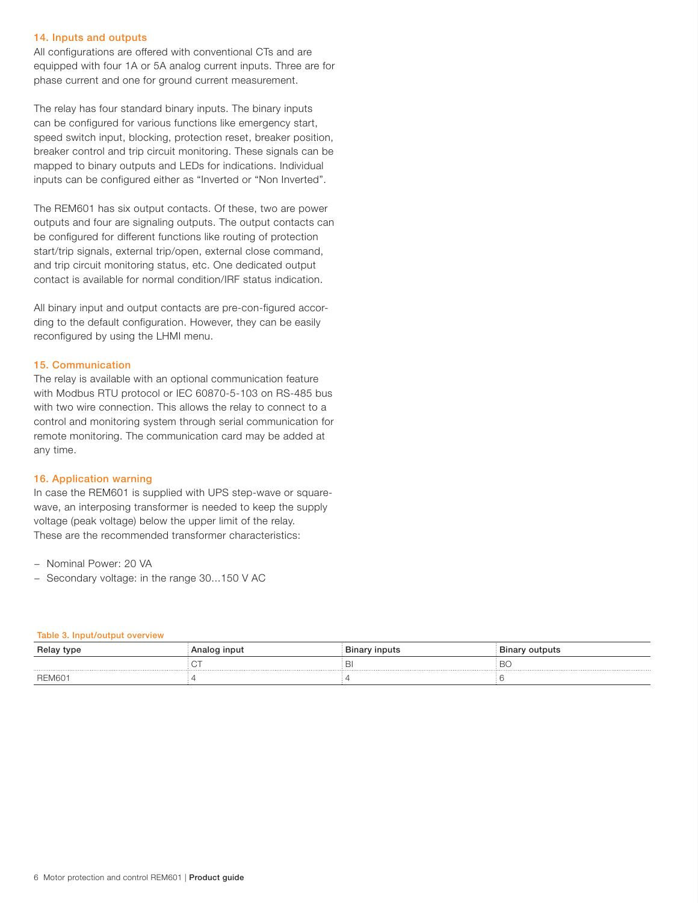## 14. Inputs and outputs

All configurations are offered with conventional CTs and are equipped with four 1A or 5A analog current inputs. Three are for phase current and one for ground current measurement.

The relay has four standard binary inputs. The binary inputs can be configured for various functions like emergency start, speed switch input, blocking, protection reset, breaker position, breaker control and trip circuit monitoring. These signals can be mapped to binary outputs and LEDs for indications. Individual inputs can be configured either as "Inverted or "Non Inverted".

The REM601 has six output contacts. Of these, two are power outputs and four are signaling outputs. The output contacts can be configured for different functions like routing of protection start/trip signals, external trip/open, external close command, and trip circuit monitoring status, etc. One dedicated output contact is available for normal condition/IRF status indication.

All binary input and output contacts are pre-con-figured according to the default configuration. However, they can be easily reconfigured by using the LHMI menu.

## 15. Communication

The relay is available with an optional communication feature with Modbus RTU protocol or IEC 60870-5-103 on RS-485 bus with two wire connection. This allows the relay to connect to a control and monitoring system through serial communication for remote monitoring. The communication card may be added at any time.

## 16. Application warning

In case the REM601 is supplied with UPS step-wave or square-wave, an interposing transformer is needed to keep the supply voltage (peak voltage) below the upper limit of the relay. These are the recommended transformer characteristics:

- Nominal Power: 20 VA
- Secondary voltage: in the range 30...150 V AC

Table 3. Input/output overview

| Relay type | Analog input | Binary inputs | Binary outputs |
|---|---|---|---|
| | CT | BI | BO |
| REM601 | 4 | 4 | 6 |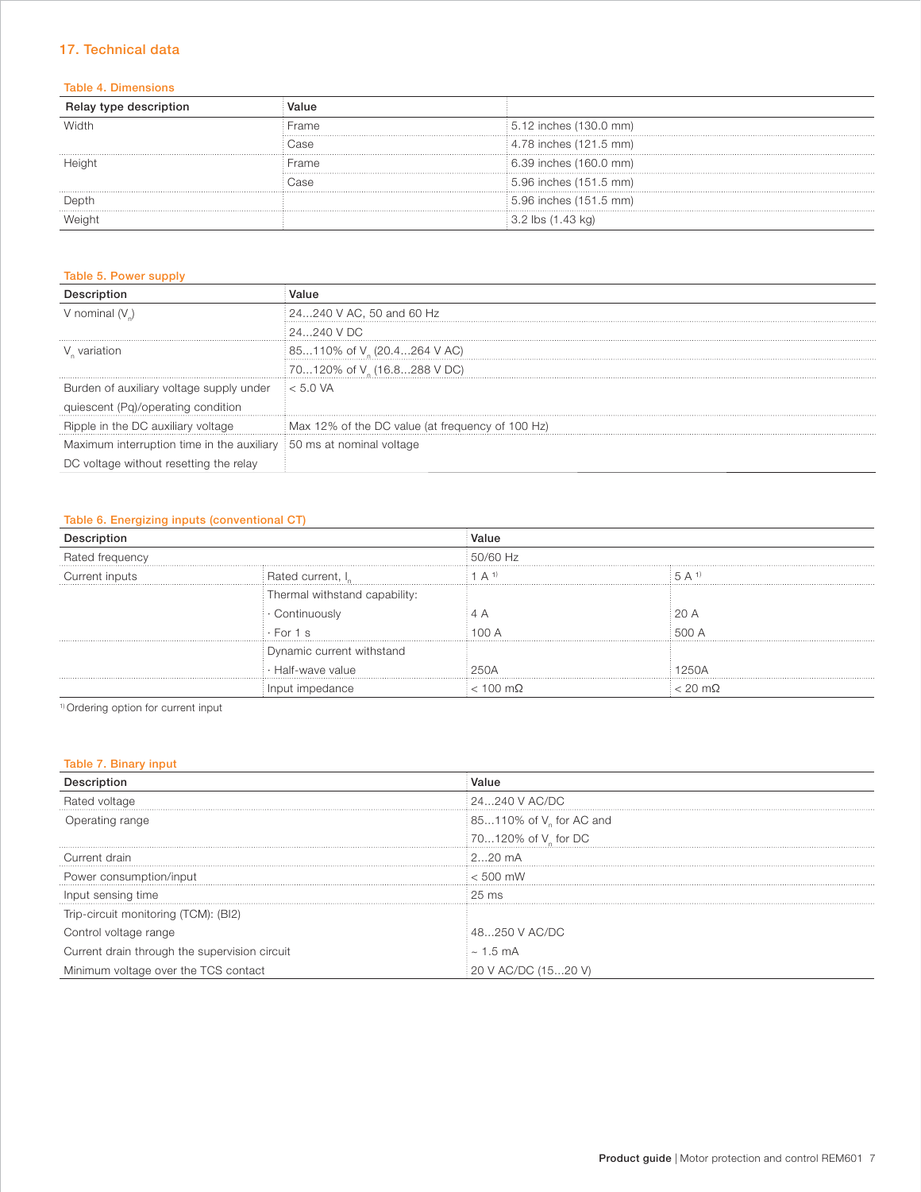## 17. Technical data

**Table 4. Dimensions**

| Relay type description | Value | |
|---|---|---|
| Width | Frame | 5.12 inches (130.0 mm) |
| | Case | 4.78 inches (121.5 mm) |
| Height | Frame | 6.39 inches (160.0 mm) |
| | Case | 5.96 inches (151.5 mm) |
| Depth | | 5.96 inches (151.5 mm) |
| Weight | | 3.2 lbs (1.43 kg) |

**Table 5. Power supply**

| Description | Value |
|---|---|
| V nominal ($V_n$) | 24...240 V AC, 50 and 60 Hz |
| | 24...240 V DC |
| $V_n$ variation | 85...110% of $V_n$ (20.4...264 V AC) |
| | 70...120% of $V_n$ (16.8...288 V DC) |
| Burden of auxiliary voltage supply under quiescent (Pq)/operating condition | < 5.0 VA |
| Ripple in the DC auxiliary voltage | Max 12% of the DC value (at frequency of 100 Hz) |
| Maximum interruption time in the auxiliary DC voltage without resetting the relay | 50 ms at nominal voltage |

**Table 6. Energizing inputs (conventional CT)**

| Description | | Value | |
|---|---|---|---|
| Rated frequency | | 50/60 Hz | |
| Current inputs | Rated current, $I_n$ | 1 A [1] | 5 A [1] |
| | Thermal withstand capability: | | |
| | · Continuously | 4 A | 20 A |
| | · For 1 s | 100 A | 500 A |
| | Dynamic current withstand | | |
| | · Half-wave value | 250A | 1250A |
| | Input impedance | < 100 mΩ | < 20 mΩ |

[1] Ordering option for current input

**Table 7. Binary input**

| Description | Value |
|---|---|
| Rated voltage | 24...240 V AC/DC |
| Operating range | 85...110% of $V_n$ for AC and |
| | 70...120% of $V_n$ for DC |
| Current drain | 2...20 mA |
| Power consumption/input | < 500 mW |
| Input sensing time | 25 ms |
| Trip-circuit monitoring (TCM): (BI2) | |
| Control voltage range | 48...250 V AC/DC |
| Current drain through the supervision circuit | ~ 1.5 mA |
| Minimum voltage over the TCS contact | 20 V AC/DC (15...20 V) |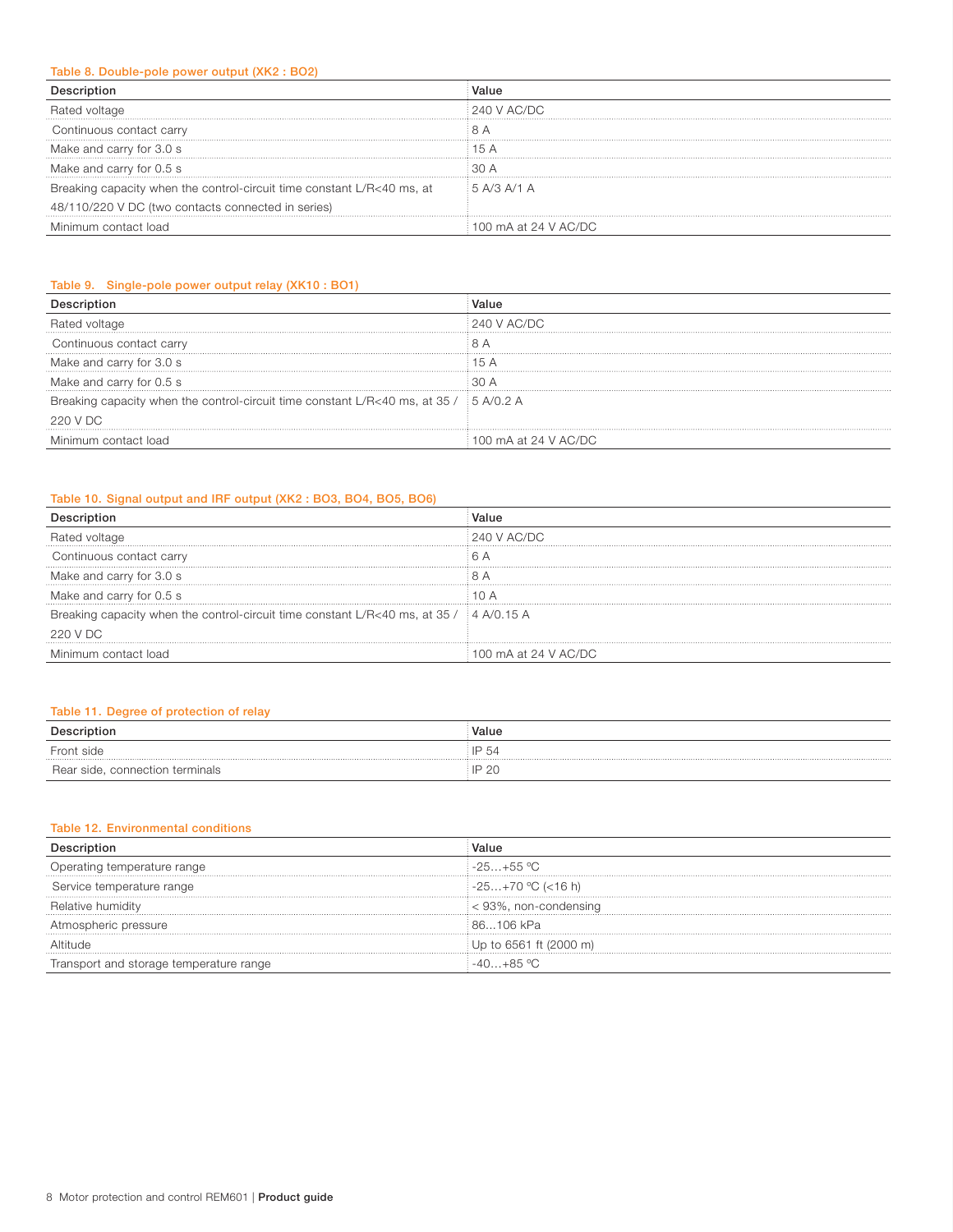Table 8. Double-pole power output (XK2 : BO2)

| Description | Value |
| --- | --- |
| Rated voltage | 240 V AC/DC |
| Continuous contact carry | 8 A |
| Make and carry for 3.0 s | 15 A |
| Make and carry for 0.5 s | 30 A |
| Breaking capacity when the control-circuit time constant L/R<40 ms, at 48/110/220 V DC (two contacts connected in series) | 5 A/3 A/1 A |
| Minimum contact load | 100 mA at 24 V AC/DC |

Table 9. Single-pole power output relay (XK10 : BO1)

| Description | Value |
| --- | --- |
| Rated voltage | 240 V AC/DC |
| Continuous contact carry | 8 A |
| Make and carry for 3.0 s | 15 A |
| Make and carry for 0.5 s | 30 A |
| Breaking capacity when the control-circuit time constant L/R<40 ms, at 35 / 220 V DC | 5 A/0.2 A |
| Minimum contact load | 100 mA at 24 V AC/DC |

Table 10. Signal output and IRF output (XK2 : BO3, BO4, BO5, BO6)

| Description | Value |
| --- | --- |
| Rated voltage | 240 V AC/DC |
| Continuous contact carry | 6 A |
| Make and carry for 3.0 s | 8 A |
| Make and carry for 0.5 s | 10 A |
| Breaking capacity when the control-circuit time constant L/R<40 ms, at 35 / 220 V DC | 4 A/0.15 A |
| Minimum contact load | 100 mA at 24 V AC/DC |

Table 11. Degree of protection of relay

| Description | Value |
| --- | --- |
| Front side | IP 54 |
| Rear side, connection terminals | IP 20 |

Table 12. Environmental conditions

| Description | Value |
| --- | --- |
| Operating temperature range | -25…+55 ºC |
| Service temperature range | -25…+70 ºC (<16 h) |
| Relative humidity | < 93%, non-condensing |
| Atmospheric pressure | 86…106 kPa |
| Altitude | Up to 6561 ft (2000 m) |
| Transport and storage temperature range | -40…+85 ºC |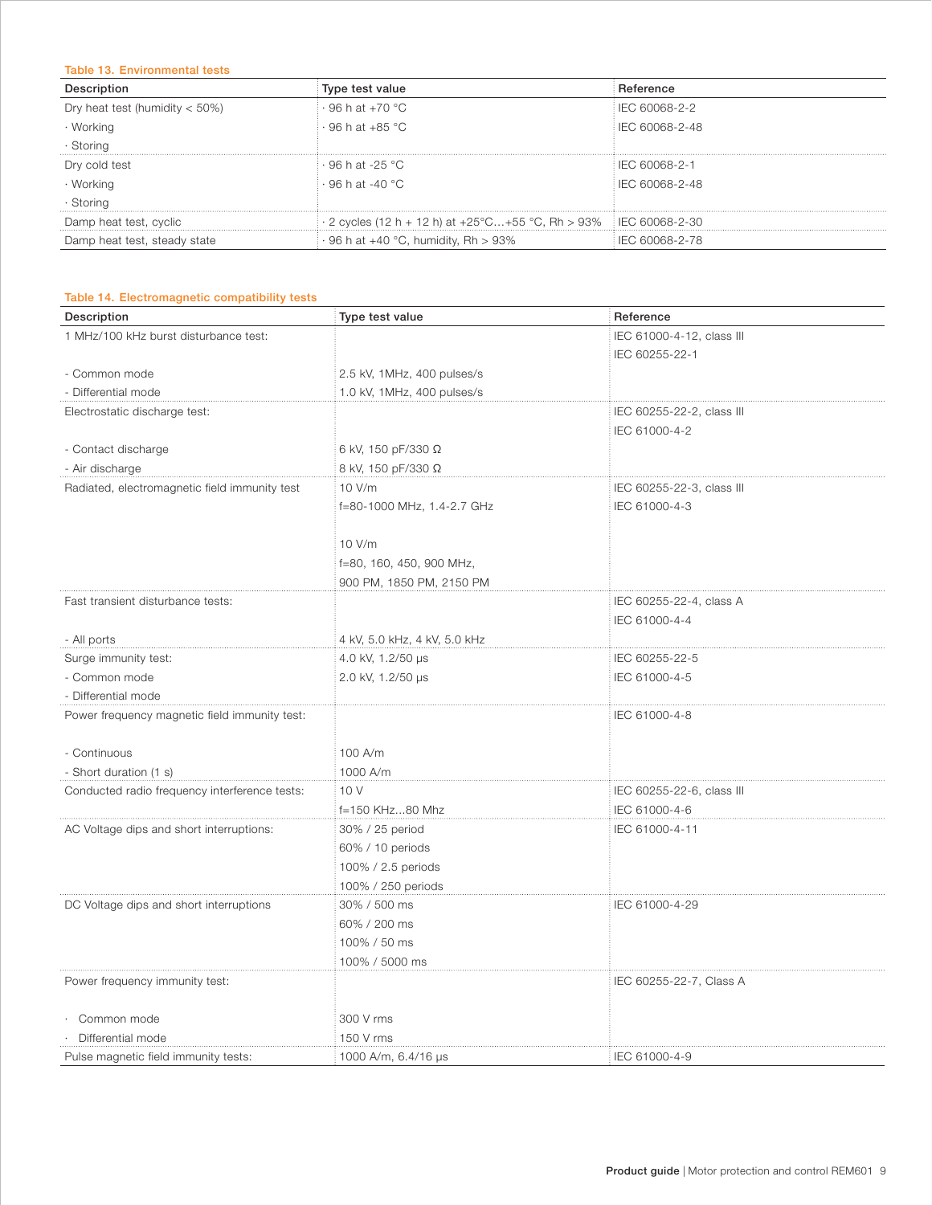Table 13. Environmental tests

| Description | Type test value | Reference |
|---|---|---|
| Dry heat test (humidity < 50%)<br>· Working<br>· Storing | · 96 h at +70 °C<br>· 96 h at +85 °C | IEC 60068-2-2<br>IEC 60068-2-48 |
| Dry cold test<br>· Working<br>· Storing | · 96 h at -25 °C<br>· 96 h at -40 °C | IEC 60068-2-1<br>IEC 60068-2-48 |
| Damp heat test, cyclic | · 2 cycles (12 h + 12 h) at +25°C…+55 °C, Rh > 93% | IEC 60068-2-30 |
| Damp heat test, steady state | · 96 h at +40 °C, humidity, Rh > 93% | IEC 60068-2-78 |

Table 14. Electromagnetic compatibility tests

| Description | Type test value | Reference |
|---|---|---|
| 1 MHz/100 kHz burst disturbance test:<br><br>- Common mode<br>- Differential mode | <br><br>2.5 kV, 1MHz, 400 pulses/s<br>1.0 kV, 1MHz, 400 pulses/s | IEC 61000-4-12, class III<br>IEC 60255-22-1 |
| Electrostatic discharge test:<br><br>- Contact discharge<br>- Air discharge | <br><br>6 kV, 150 pF/330 Ω<br>8 kV, 150 pF/330 Ω | IEC 60255-22-2, class III<br>IEC 61000-4-2 |
| Radiated, electromagnetic field immunity test | 10 V/m<br>f=80-1000 MHz, 1.4-2.7 GHz<br><br>10 V/m<br>f=80, 160, 450, 900 MHz,<br>900 PM, 1850 PM, 2150 PM | IEC 60255-22-3, class III<br>IEC 61000-4-3 |
| Fast transient disturbance tests:<br><br>- All ports | <br><br>4 kV, 5.0 kHz, 4 kV, 5.0 kHz | IEC 60255-22-4, class A<br>IEC 61000-4-4 |
| Surge immunity test:<br>- Common mode<br>- Differential mode | 4.0 kV, 1.2/50 µs<br>2.0 kV, 1.2/50 µs | IEC 60255-22-5<br>IEC 61000-4-5 |
| Power frequency magnetic field immunity test:<br><br>- Continuous<br>- Short duration (1 s) | <br><br>100 A/m<br>1000 A/m | IEC 61000-4-8 |
| Conducted radio frequency interference tests: | 10 V<br>f=150 KHz…80 Mhz | IEC 60255-22-6, class III<br>IEC 61000-4-6 |
| AC Voltage dips and short interruptions: | 30% / 25 period<br>60% / 10 periods<br>100% / 2.5 periods<br>100% / 250 periods | IEC 61000-4-11 |
| DC Voltage dips and short interruptions | 30% / 500 ms<br>60% / 200 ms<br>100% / 50 ms<br>100% / 5000 ms | IEC 61000-4-29 |
| Power frequency immunity test:<br><br>· Common mode<br>· Differential mode | <br><br>300 V rms<br>150 V rms | IEC 60255-22-7, Class A |
| Pulse magnetic field immunity tests: | 1000 A/m, 6.4/16 µs | IEC 61000-4-9 |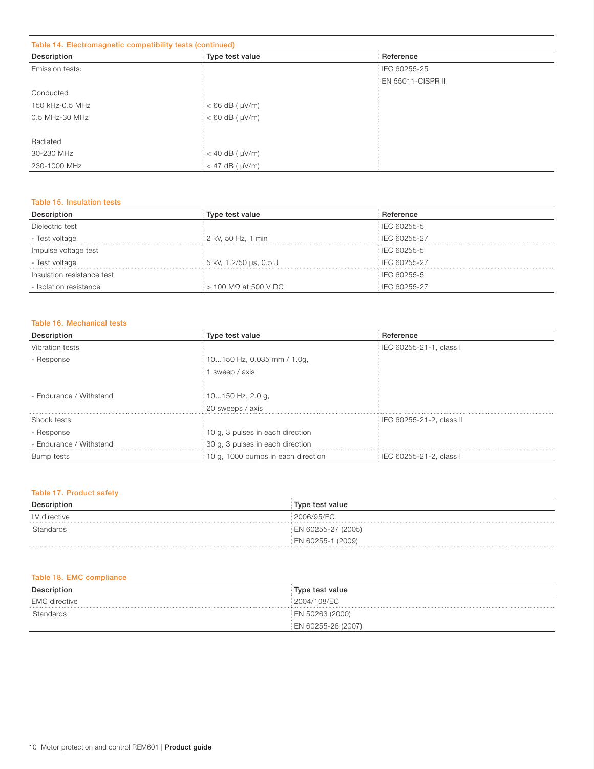**Table 14. Electromagnetic compatibility tests (continued)**

| Description | Type test value | Reference |
|---|---|---|
| Emission tests: | | IEC 60255-25 |
| | | EN 55011-CISPR II |
| Conducted | | |
| 150 kHz-0.5 MHz | < 66 dB ( μV/m) | |
| 0.5 MHz-30 MHz | < 60 dB ( μV/m) | |
| Radiated | | |
| 30-230 MHz | < 40 dB ( μV/m) | |
| 230-1000 MHz | < 47 dB ( μV/m) | |

**Table 15. Insulation tests**

| Description | Type test value | Reference |
|---|---|---|
| Dielectric test | | IEC 60255-5 |
| - Test voltage | 2 kV, 50 Hz, 1 min | IEC 60255-27 |
| Impulse voltage test | | IEC 60255-5 |
| - Test voltage | 5 kV, 1.2/50 μs, 0.5 J | IEC 60255-27 |
| Insulation resistance test | | IEC 60255-5 |
| - Isolation resistance | > 100 MΩ at 500 V DC | IEC 60255-27 |

**Table 16. Mechanical tests**

| Description | Type test value | Reference |
|---|---|---|
| Vibration tests | | IEC 60255-21-1, class I |
| - Response | 10...150 Hz, 0.035 mm / 1.0g, 1 sweep / axis | |
| - Endurance / Withstand | 10...150 Hz, 2.0 g, 20 sweeps / axis | |
| Shock tests | | IEC 60255-21-2, class II |
| - Response | 10 g, 3 pulses in each direction | |
| - Endurance / Withstand | 30 g, 3 pulses in each direction | |
| Bump tests | 10 g, 1000 bumps in each direction | IEC 60255-21-2, class I |

**Table 17. Product safety**

| Description | Type test value |
|---|---|
| LV directive | 2006/95/EC |
| Standards | EN 60255-27 (2005) |
| | EN 60255-1 (2009) |

**Table 18. EMC compliance**

| Description | Type test value |
|---|---|
| EMC directive | 2004/108/EC |
| Standards | EN 50263 (2000) |
| | EN 60255-26 (2007) |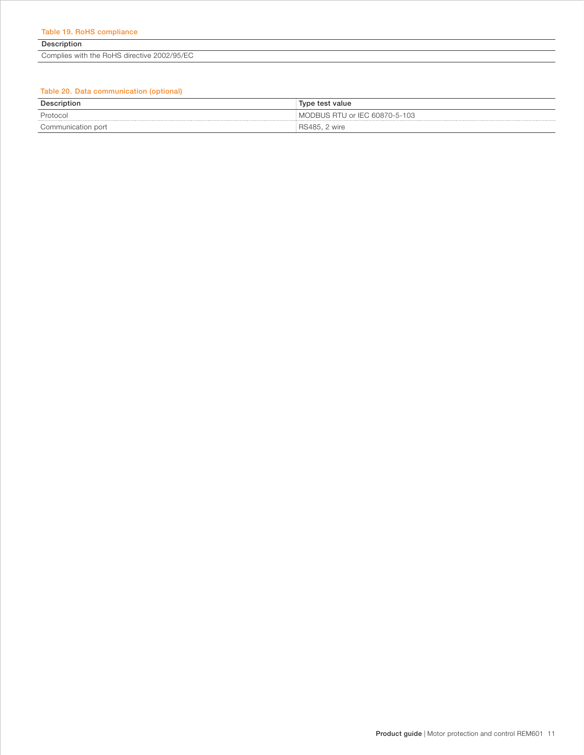Table 19. RoHS compliance

| Description |
| --- |
| Complies with the RoHS directive 2002/95/EC |

Table 20. Data communication (optional)

| Description | Type test value |
| --- | --- |
| Protocol | MODBUS RTU or IEC 60870-5-103 |
| Communication port | RS485, 2 wire |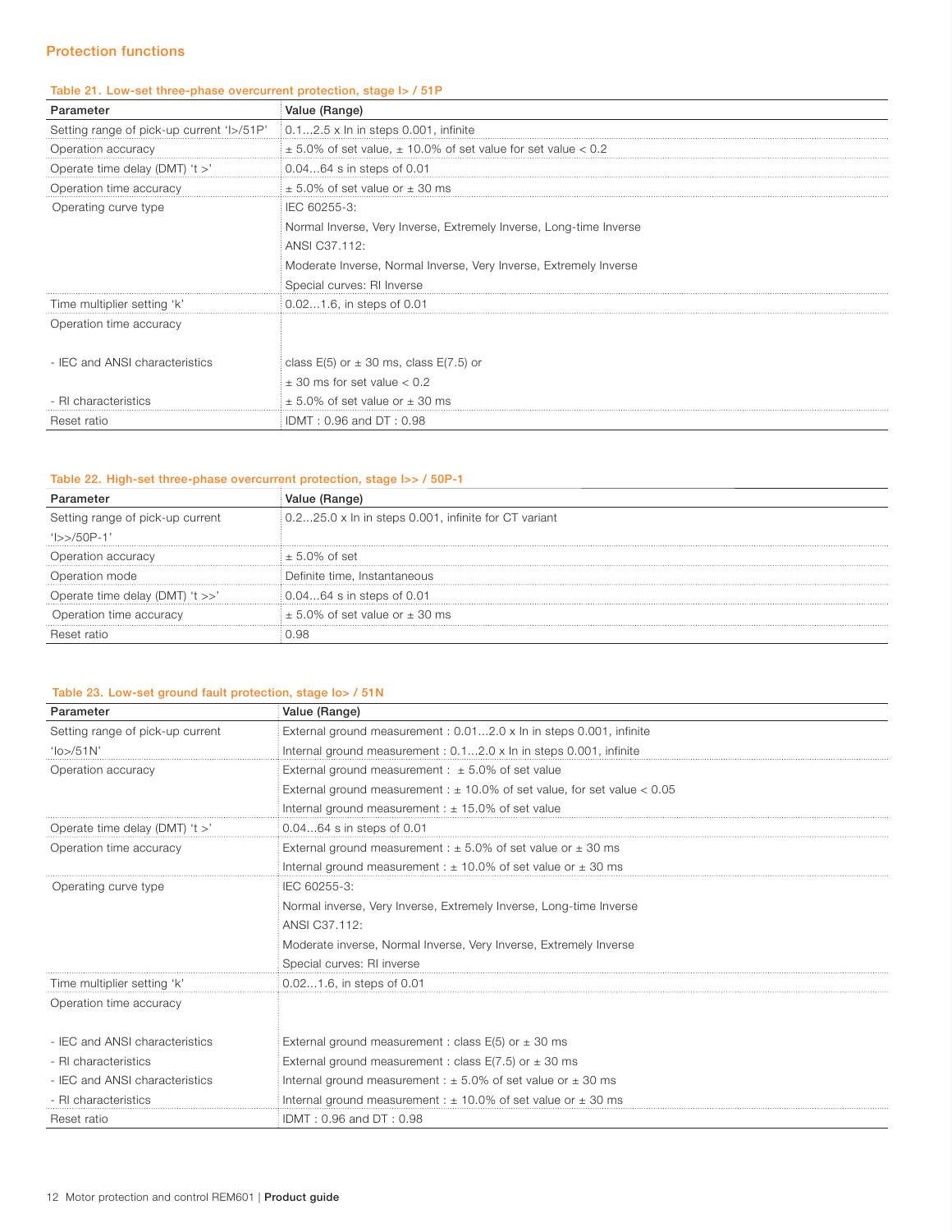## Protection functions

**Table 21. Low-set three-phase overcurrent protection, stage I> / 51P**

| Parameter | Value (Range) |
|---|---|
| Setting range of pick-up current 'I>/51P' | 0.1...2.5 x In in steps 0.001, infinite |
| Operation accuracy | ± 5.0% of set value, ± 10.0% of set value for set value < 0.2 |
| Operate time delay (DMT) 't >' | 0.04...64 s in steps of 0.01 |
| Operation time accuracy | ± 5.0% of set value or ± 30 ms |
| Operating curve type | IEC 60255-3: |
| | Normal Inverse, Very Inverse, Extremely Inverse, Long-time Inverse |
| | ANSI C37.112: |
| | Moderate Inverse, Normal Inverse, Very Inverse, Extremely Inverse |
| | Special curves: RI Inverse |
| Time multiplier setting 'k' | 0.02...1.6, in steps of 0.01 |
| Operation time accuracy | |
| - IEC and ANSI characteristics | class E(5) or ± 30 ms, class E(7.5) or |
| | ± 30 ms for set value < 0.2 |
| - RI characteristics | ± 5.0% of set value or ± 30 ms |
| Reset ratio | IDMT : 0.96 and DT : 0.98 |

**Table 22. High-set three-phase overcurrent protection, stage I>> / 50P-1**

| Parameter | Value (Range) |
|---|---|
| Setting range of pick-up current 'I>>/50P-1' | 0.2...25.0 x In in steps 0.001, infinite for CT variant |
| Operation accuracy | ± 5.0% of set |
| Operation mode | Definite time, Instantaneous |
| Operate time delay (DMT) 't >>' | 0.04...64 s in steps of 0.01 |
| Operation time accuracy | ± 5.0% of set value or ± 30 ms |
| Reset ratio | 0.98 |

**Table 23. Low-set ground fault protection, stage Io> / 51N**

| Parameter | Value (Range) |
|---|---|
| Setting range of pick-up current 'Io>/51N' | External ground measurement : 0.01...2.0 x In in steps 0.001, infinite |
| | Internal ground measurement : 0.1...2.0 x In in steps 0.001, infinite |
| Operation accuracy | External ground measurement : ± 5.0% of set value |
| | External ground measurement : ± 10.0% of set value, for set value < 0.05 |
| | Internal ground measurement : ± 15.0% of set value |
| Operate time delay (DMT) 't >' | 0.04...64 s in steps of 0.01 |
| Operation time accuracy | External ground measurement : ± 5.0% of set value or ± 30 ms |
| | Internal ground measurement : ± 10.0% of set value or ± 30 ms |
| Operating curve type | IEC 60255-3: |
| | Normal inverse, Very Inverse, Extremely Inverse, Long-time Inverse |
| | ANSI C37.112: |
| | Moderate inverse, Normal Inverse, Very Inverse, Extremely Inverse |
| | Special curves: RI inverse |
| Time multiplier setting 'k' | 0.02...1.6, in steps of 0.01 |
| Operation time accuracy | |
| - IEC and ANSI characteristics | External ground measurement : class E(5) or ± 30 ms |
| - RI characteristics | External ground measurement : class E(7.5) or ± 30 ms |
| - IEC and ANSI characteristics | Internal ground measurement : ± 5.0% of set value or ± 30 ms |
| - RI characteristics | Internal ground measurement : ± 10.0% of set value or ± 30 ms |
| Reset ratio | IDMT : 0.96 and DT : 0.98 |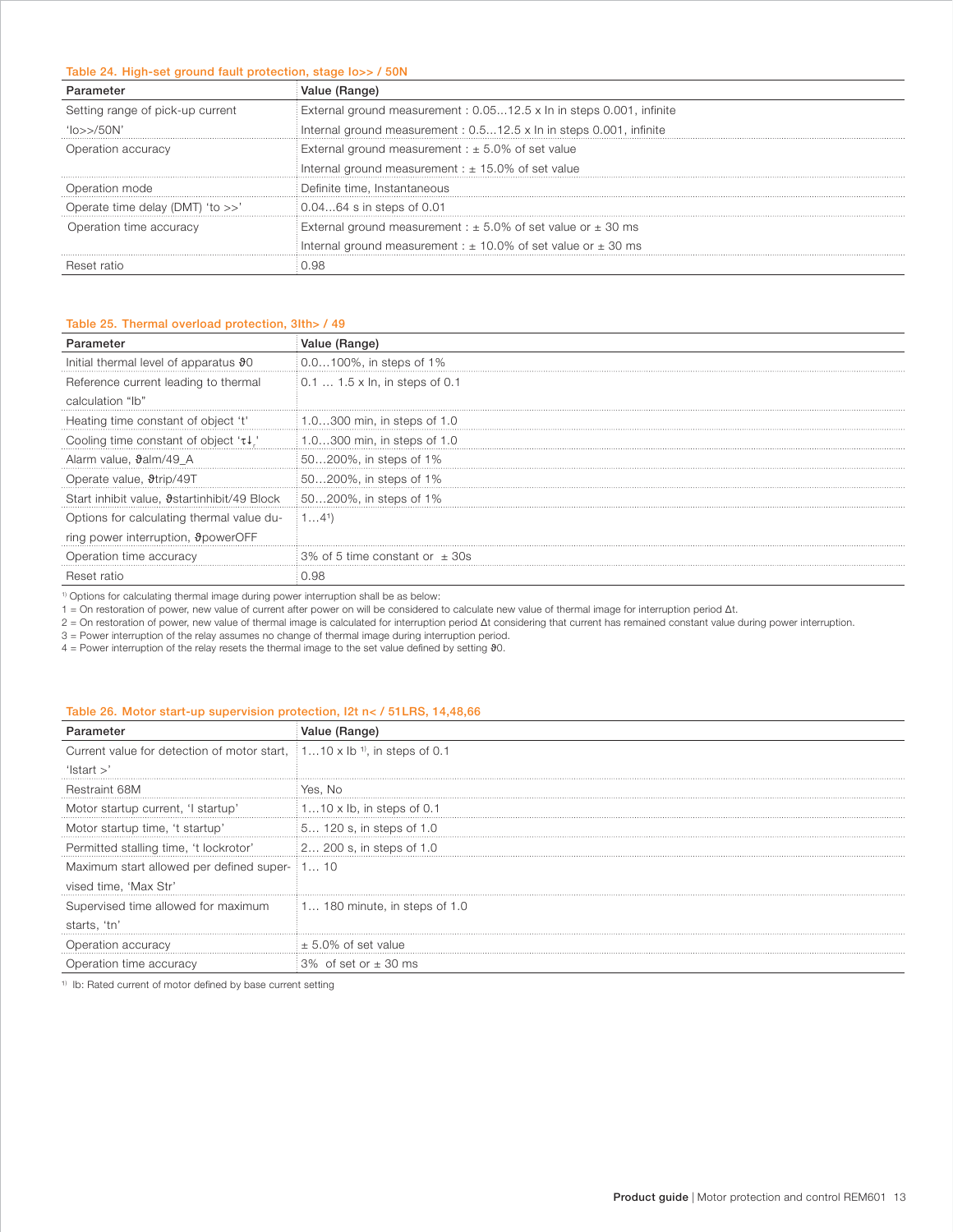Table 24. High-set ground fault protection, stage Io>> / 50N

| Parameter | Value (Range) |
| --- | --- |
| Setting range of pick-up current 'Io>>/50N' | External ground measurement : 0.05…12.5 x In in steps 0.001, infinite |
| | Internal ground measurement : 0.5…12.5 x In in steps 0.001, infinite |
| Operation accuracy | External ground measurement : ± 5.0% of set value |
| | Internal ground measurement : ± 15.0% of set value |
| Operation mode | Definite time, Instantaneous |
| Operate time delay (DMT) 'to >>' | 0.04…64 s in steps of 0.01 |
| Operation time accuracy | External ground measurement : ± 5.0% of set value or ± 30 ms |
| | Internal ground measurement : ± 10.0% of set value or ± 30 ms |
| Reset ratio | 0.98 |

Table 25. Thermal overload protection, 3Ith> / 49

| Parameter | Value (Range) |
| --- | --- |
| Initial thermal level of apparatus ϑ0 | 0.0…100%, in steps of 1% |
| Reference current leading to thermal calculation "Ib" | 0.1 … 1.5 x In, in steps of 0.1 |
| Heating time constant of object 't' | 1.0…300 min, in steps of 1.0 |
| Cooling time constant of object 'τ↓,' | 1.0…300 min, in steps of 1.0 |
| Alarm value, ϑalm/49_A | 50…200%, in steps of 1% |
| Operate value, ϑtrip/49T | 50…200%, in steps of 1% |
| Start inhibit value, ϑstartinhibit/49 Block | 50…200%, in steps of 1% |
| Options for calculating thermal value during power interruption, ϑpowerOFF | 1…4[1] |
| Operation time accuracy | 3% of 5 time constant or ± 30s |
| Reset ratio | 0.98 |

[1] Options for calculating thermal image during power interruption shall be as below:
1 = On restoration of power, new value of current after power on will be considered to calculate new value of thermal image for interruption period Δt.
2 = On restoration of power, new value of thermal image is calculated for interruption period Δt considering that current has remained constant value during power interruption.
3 = Power interruption of the relay assumes no change of thermal image during interruption period.
4 = Power interruption of the relay resets the thermal image to the set value defined by setting ϑ0.

Table 26. Motor start-up supervision protection, I2t n< / 51LRS, 14,48,66

| Parameter | Value (Range) |
| --- | --- |
| Current value for detection of motor start, 'Istart >' | 1…10 x Ib [1], in steps of 0.1 |
| Restraint 68M | Yes, No |
| Motor startup current, 'I startup' | 1…10 x Ib, in steps of 0.1 |
| Motor startup time, 't startup' | 5… 120 s, in steps of 1.0 |
| Permitted stalling time, 't lockrotor' | 2… 200 s, in steps of 1.0 |
| Maximum start allowed per defined supervised time, 'Max Str' | 1… 10 |
| Supervised time allowed for maximum starts, 'tn' | 1… 180 minute, in steps of 1.0 |
| Operation accuracy | ± 5.0% of set value |
| Operation time accuracy | 3% of set or ± 30 ms |

[1] Ib: Rated current of motor defined by base current setting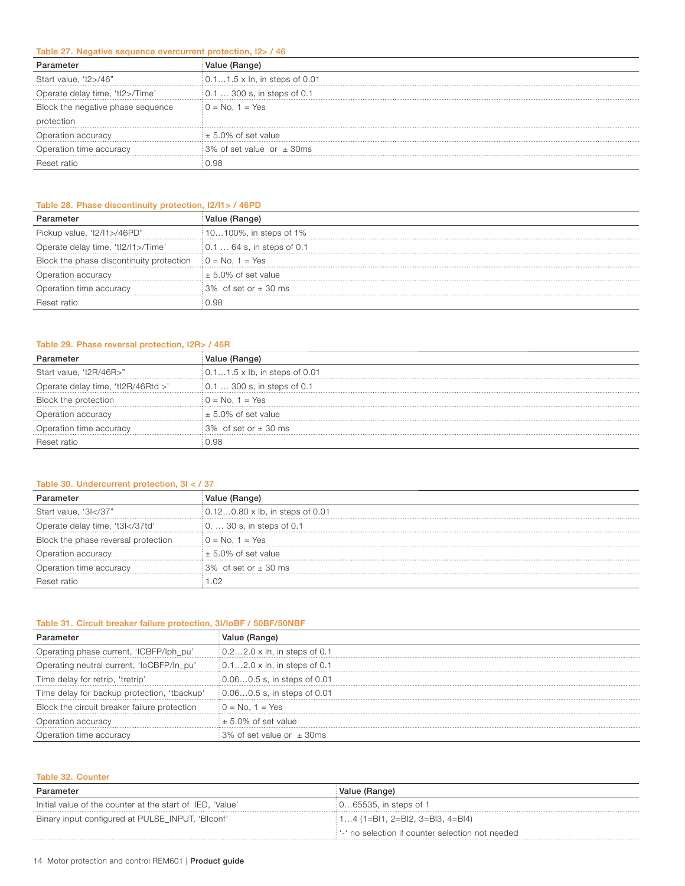Table 27. Negative sequence overcurrent protection, I2> / 46

| Parameter | Value (Range) |
| --- | --- |
| Start value, 'I2>/46" | 0.1…1.5 x In, in steps of 0.01 |
| Operate delay time, 'tI2>/Time' | 0.1 … 300 s, in steps of 0.1 |
| Block the negative phase sequence protection | 0 = No, 1 = Yes |
| Operation accuracy | ± 5.0% of set value |
| Operation time accuracy | 3% of set value or ± 30ms |
| Reset ratio | 0.98 |

Table 28. Phase discontinuity protection, I2/I1> / 46PD

| Parameter | Value (Range) |
| --- | --- |
| Pickup value, 'I2/I1>/46PD" | 10…100%, in steps of 1% |
| Operate delay time, 'tI2/I1>/Time' | 0.1 … 64 s, in steps of 0.1 |
| Block the phase discontinuity protection | 0 = No, 1 = Yes |
| Operation accuracy | ± 5.0% of set value |
| Operation time accuracy | 3% of set or ± 30 ms |
| Reset ratio | 0.98 |

Table 29. Phase reversal protection, I2R> / 46R

| Parameter | Value (Range) |
| --- | --- |
| Start value, 'I2R/46R>" | 0.1…1.5 x Ib, in steps of 0.01 |
| Operate delay time, 'tI2R/46Rtd >' | 0.1 … 300 s, in steps of 0.1 |
| Block the protection | 0 = No, 1 = Yes |
| Operation accuracy | ± 5.0% of set value |
| Operation time accuracy | 3% of set or ± 30 ms |
| Reset ratio | 0.98 |

Table 30. Undercurrent protection, 3I < / 37

| Parameter | Value (Range) |
| --- | --- |
| Start value, '3I</37" | 0.12…0.80 x Ib, in steps of 0.01 |
| Operate delay time, 't3I</37td' | 0. … 30 s, in steps of 0.1 |
| Block the phase reversal protection | 0 = No, 1 = Yes |
| Operation accuracy | ± 5.0% of set value |
| Operation time accuracy | 3% of set or ± 30 ms |
| Reset ratio | 1.02 |

Table 31. Circuit breaker failure protection, 3I/IoBF / 50BF/50NBF

| Parameter | Value (Range) |
| --- | --- |
| Operating phase current, 'ICBFP/Iph_pu' | 0.2…2.0 x In, in steps of 0.1 |
| Operating neutral current, 'IoCBFP/In_pu' | 0.1…2.0 x In, in steps of 0.1 |
| Time delay for retrip, 'tretrip' | 0.06…0.5 s, in steps of 0.01 |
| Time delay for backup protection, 'tbackup' | 0.06…0.5 s, in steps of 0.01 |
| Block the circuit breaker failure protection | 0 = No, 1 = Yes |
| Operation accuracy | ± 5.0% of set value |
| Operation time accuracy | 3% of set value or ± 30ms |

Table 32. Counter

| Parameter | Value (Range) |
| --- | --- |
| Initial value of the counter at the start of IED, 'Value' | 0…65535, in steps of 1 |
| Binary input configured at PULSE_INPUT, 'BIconf' | 1…4 (1=BI1, 2=BI2, 3=BI3, 4=BI4)<br>'-' no selection if counter selection not needed |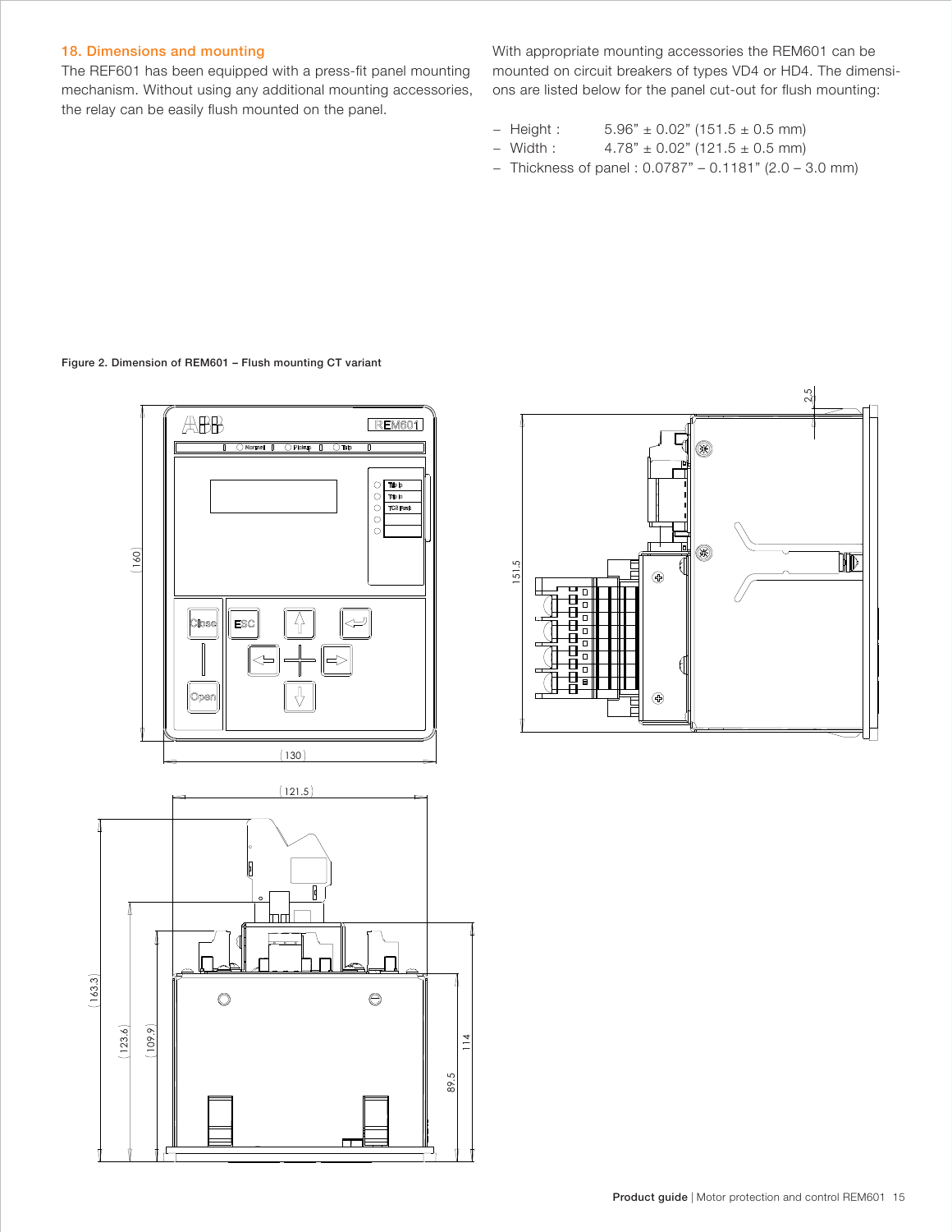## 18. Dimensions and mounting

The REF601 has been equipped with a press-fit panel mounting mechanism. Without using any additional mounting accessories, the relay can be easily flush mounted on the panel.

With appropriate mounting accessories the REM601 can be mounted on circuit breakers of types VD4 or HD4. The dimensions are listed below for the panel cut-out for flush mounting:

- Height : 5.96" ± 0.02" (151.5 ± 0.5 mm)
- Width : 4.78" ± 0.02" (121.5 ± 0.5 mm)
- Thickness of panel : 0.0787" – 0.1181" (2.0 – 3.0 mm)

**Figure 2. Dimension of REM601 – Flush mounting CT variant**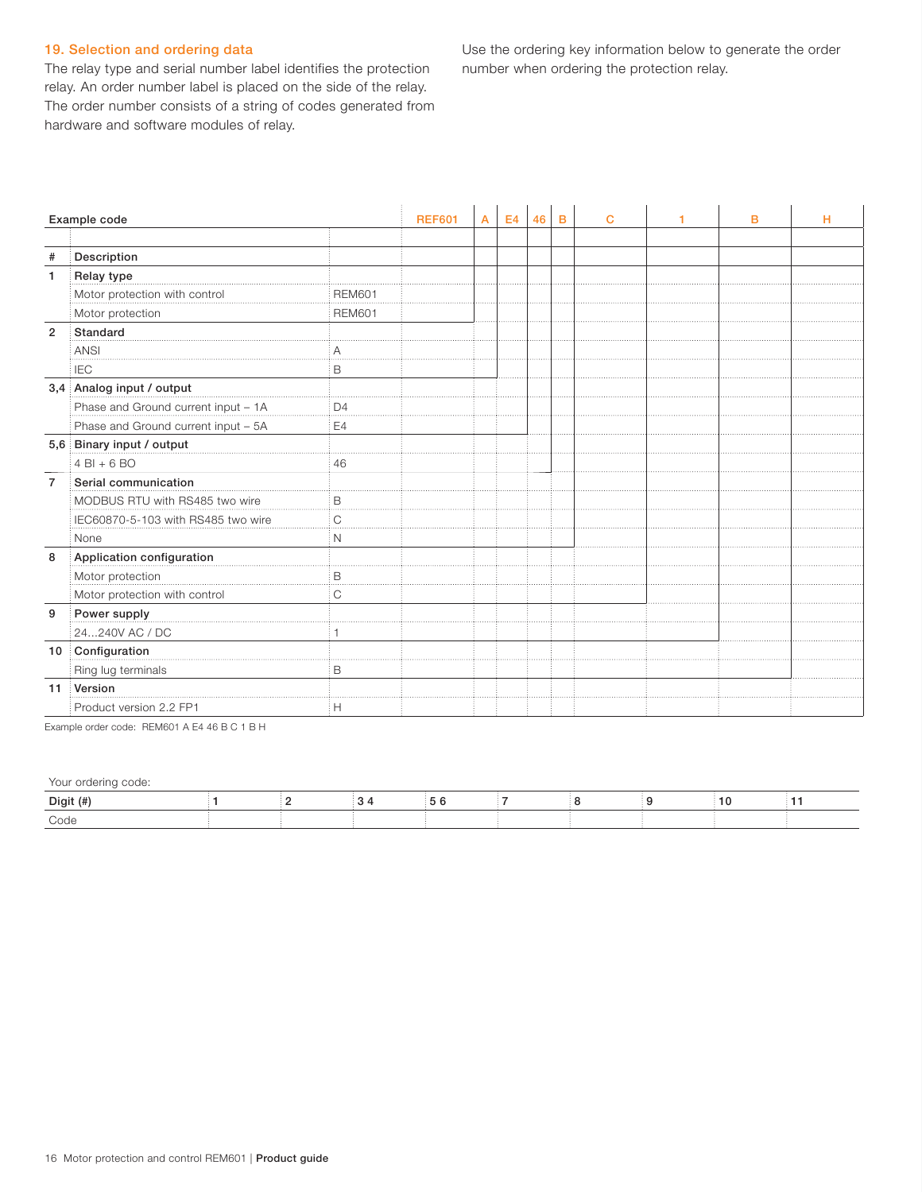## 19. Selection and ordering data

The relay type and serial number label identifies the protection relay. An order number label is placed on the side of the relay. The order number consists of a string of codes generated from hardware and software modules of relay.

Use the ordering key information below to generate the order number when ordering the protection relay.

| Example code | | | REF601 | A | E4 | 46 | B | C | 1 | B | H |
|---|---|---|---|---|---|---|---|---|---|---|---|
| **#** | **Description** | | | | | | | | | | |
| **1** | **Relay type** | | | | | | | | | | |
| | Motor protection with control | REM601 | | | | | | | | | |
| | Motor protection | REM601 | | | | | | | | | |
| **2** | **Standard** | | | | | | | | | | |
| | ANSI | A | | | | | | | | | |
| | IEC | B | | | | | | | | | |
| **3,4** | **Analog input / output** | | | | | | | | | | |
| | Phase and Ground current input – 1A | D4 | | | | | | | | | |
| | Phase and Ground current input – 5A | E4 | | | | | | | | | |
| **5,6** | **Binary input / output** | | | | | | | | | | |
| | 4 BI + 6 BO | 46 | | | | | | | | | |
| **7** | **Serial communication** | | | | | | | | | | |
| | MODBUS RTU with RS485 two wire | B | | | | | | | | | |
| | IEC60870-5-103 with RS485 two wire | C | | | | | | | | | |
| | None | N | | | | | | | | | |
| **8** | **Application configuration** | | | | | | | | | | |
| | Motor protection | B | | | | | | | | | |
| | Motor protection with control | C | | | | | | | | | |
| **9** | **Power supply** | | | | | | | | | | |
| | 24...240V AC / DC | 1 | | | | | | | | | |
| **10** | **Configuration** | | | | | | | | | | |
| | Ring lug terminals | B | | | | | | | | | |
| **11** | **Version** | | | | | | | | | | |
| | Product version 2.2 FP1 | H | | | | | | | | | |

Example order code: REM601 A E4 46 B C 1 B H

Your ordering code:

| Digit (#) | 1 | 2 | 3 4 | 5 6 | 7 | 8 | 9 | 10 | 11 |
|---|---|---|---|---|---|---|---|---|---|
| Code | | | | | | | | | |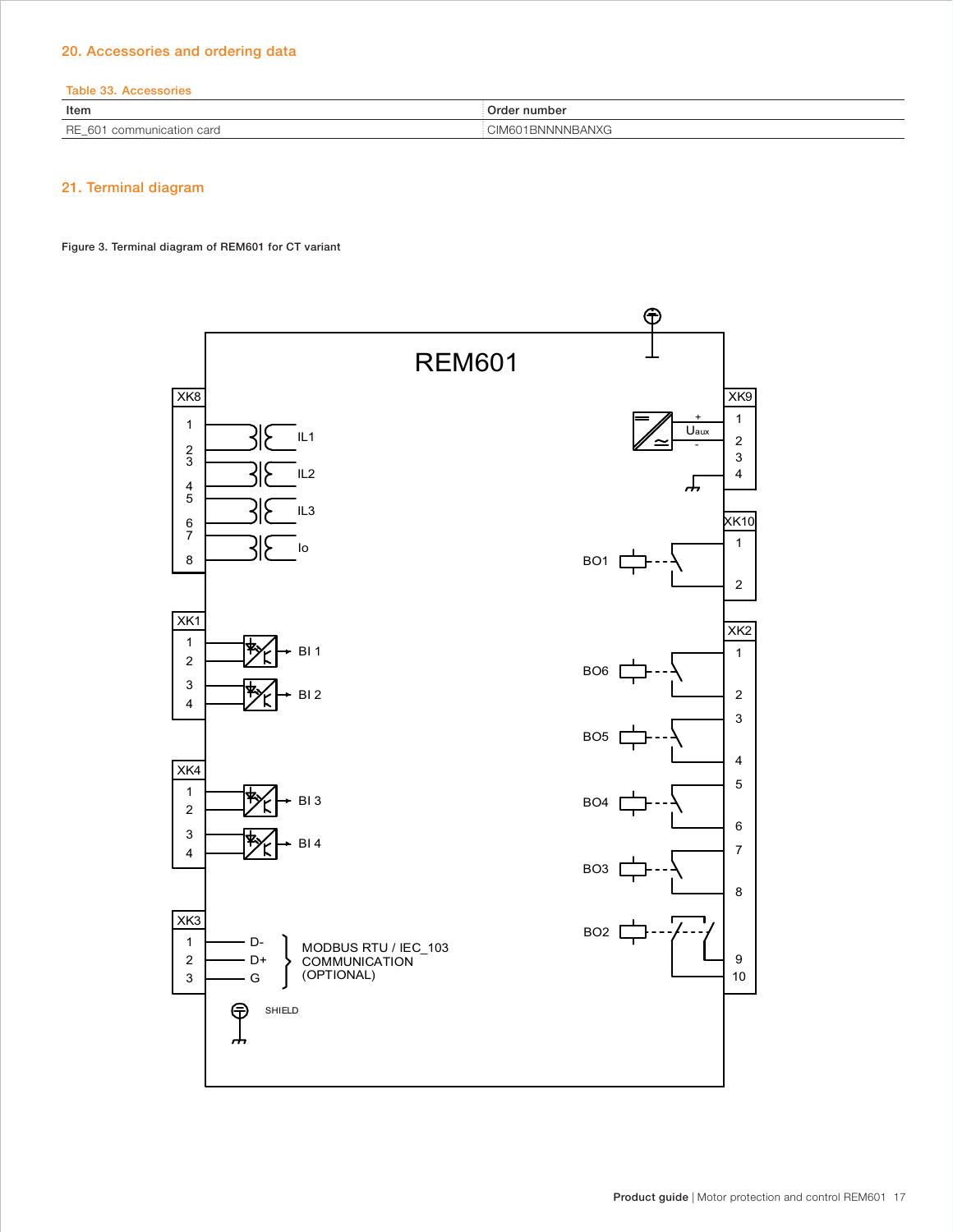## 20. Accessories and ordering data

Table 33. Accessories

| Item | Order number |
| --- | --- |
| RE_601 communication card | CIM601BNNNNBANXG |

## 21. Terminal diagram

Figure 3. Terminal diagram of REM601 for CT variant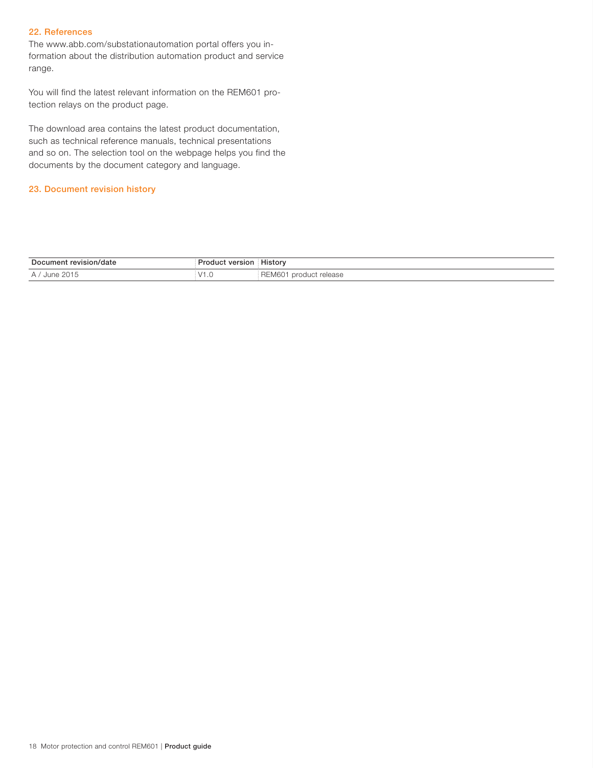## 22. References

The www.abb.com/substationautomation portal offers you information about the distribution automation product and service range.

You will find the latest relevant information on the REM601 protection relays on the product page.

The download area contains the latest product documentation, such as technical reference manuals, technical presentations and so on. The selection tool on the webpage helps you find the documents by the document category and language.

## 23. Document revision history

| Document revision/date | Product version | History |
|---|---|---|
| A / June 2015 | V1.0 | REM601 product release |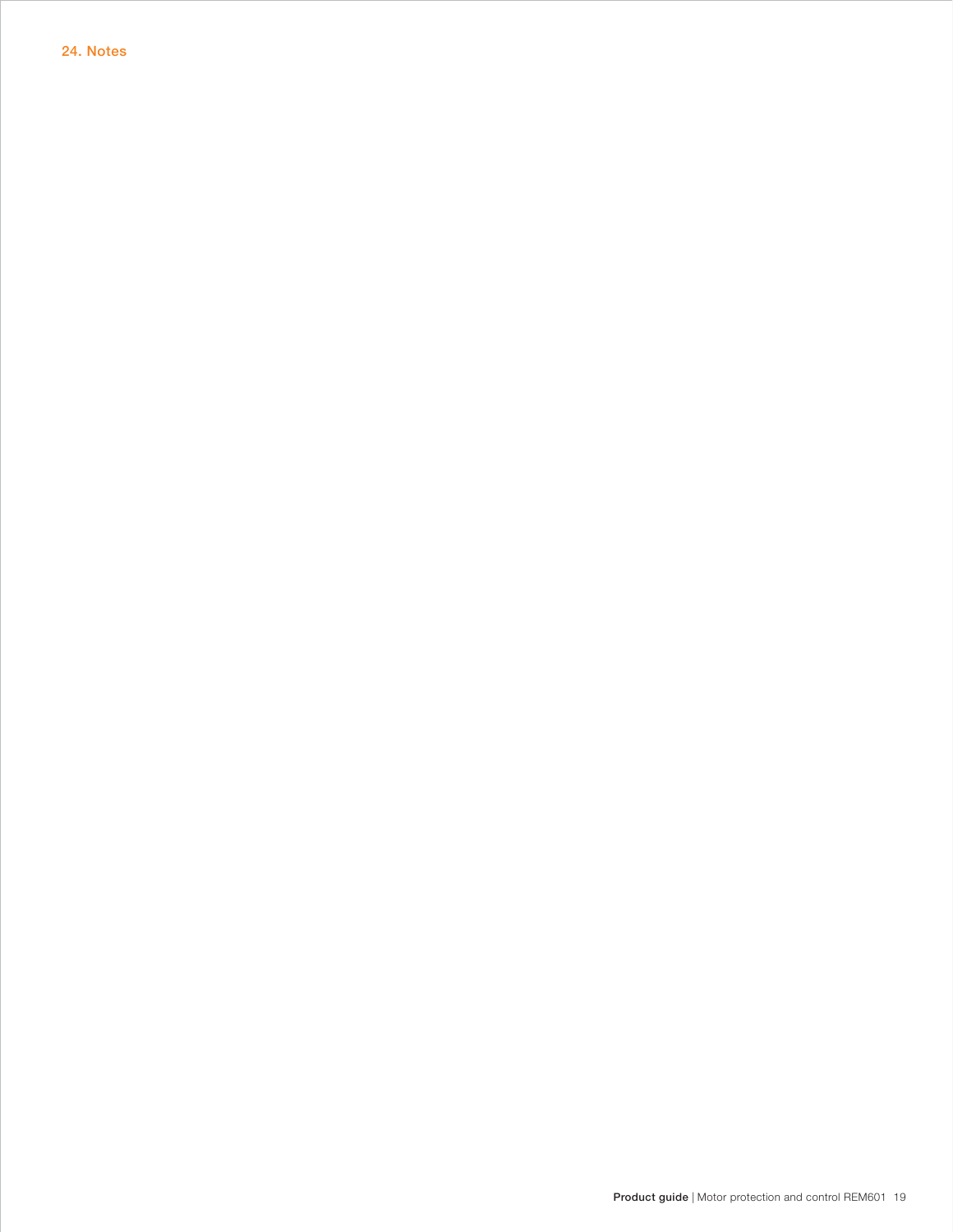## 24. Notes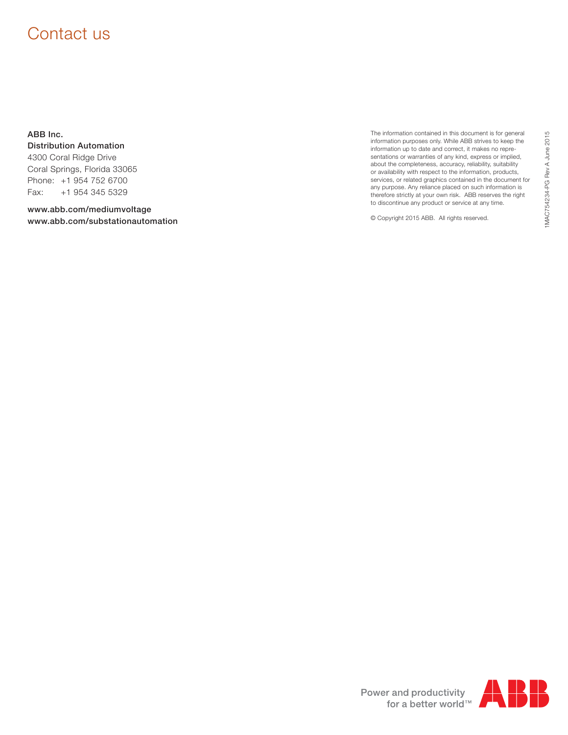# Contact us

**ABB Inc.**
**Distribution Automation**
4300 Coral Ridge Drive
Coral Springs, Florida 33065
Phone: +1 954 752 6700
Fax: +1 954 345 5329

www.abb.com/mediumvoltage
www.abb.com/substationautomation

The information contained in this document is for general information purposes only. While ABB strives to keep the information up to date and correct, it makes no representations or warranties of any kind, express or implied, about the completeness, accuracy, reliability, suitability or availability with respect to the information, products, services, or related graphics contained in the document for any purpose. Any reliance placed on such information is therefore strictly at your own risk. ABB reserves the right to discontinue any product or service at any time.

© Copyright 2015 ABB. All rights reserved.

1MAC754234-PG Rev A June 2015

Power and productivity
for a better world™